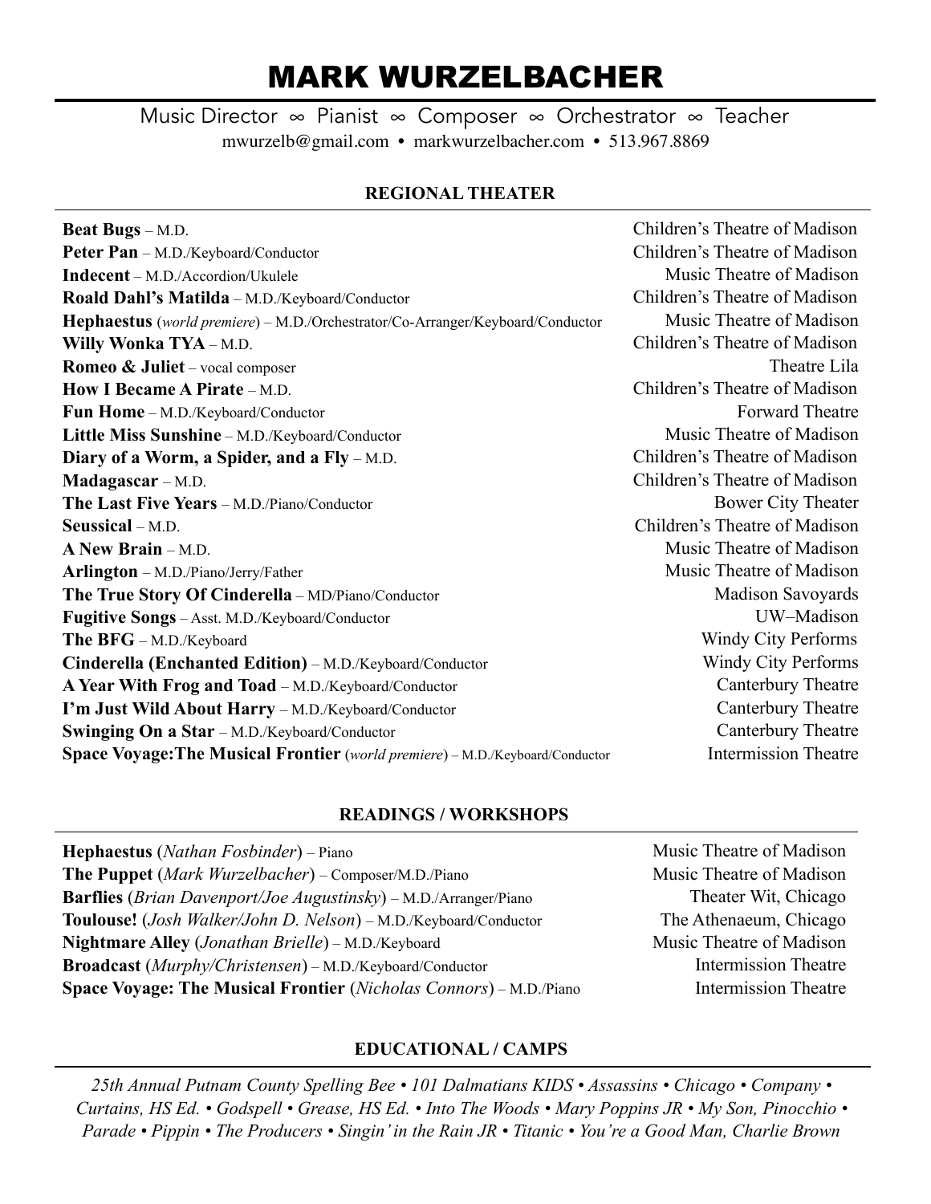# MARK WURZELBACHER

Music Director ∞ Pianist ∞ Composer ∞ Orchestrator ∞ Teacher

mwurzelb@gmail.com • markwurzelbacher.com • 513.967.8869

## REGIONAL THEATER

| | |
|---|---|
| **Beat Bugs** – M.D. | Children's Theatre of Madison |
| **Peter Pan** – M.D./Keyboard/Conductor | Children's Theatre of Madison |
| **Indecent** – M.D./Accordion/Ukulele | Music Theatre of Madison |
| **Roald Dahl's Matilda** – M.D./Keyboard/Conductor | Children's Theatre of Madison |
| **Hephaestus** (*world premiere*) – M.D./Orchestrator/Co-Arranger/Keyboard/Conductor | Music Theatre of Madison |
| **Willy Wonka TYA** – M.D. | Children's Theatre of Madison |
| **Romeo & Juliet** – vocal composer | Theatre Lila |
| **How I Became A Pirate** – M.D. | Children's Theatre of Madison |
| **Fun Home** – M.D./Keyboard/Conductor | Forward Theatre |
| **Little Miss Sunshine** – M.D./Keyboard/Conductor | Music Theatre of Madison |
| **Diary of a Worm, a Spider, and a Fly** – M.D. | Children's Theatre of Madison |
| **Madagascar** – M.D. | Children's Theatre of Madison |
| **The Last Five Years** – M.D./Piano/Conductor | Bower City Theater |
| **Seussical** – M.D. | Children's Theatre of Madison |
| **A New Brain** – M.D. | Music Theatre of Madison |
| **Arlington** – M.D./Piano/Jerry/Father | Music Theatre of Madison |
| **The True Story Of Cinderella** – MD/Piano/Conductor | Madison Savoyards |
| **Fugitive Songs** – Asst. M.D./Keyboard/Conductor | UW–Madison |
| **The BFG** – M.D./Keyboard | Windy City Performs |
| **Cinderella (Enchanted Edition)** – M.D./Keyboard/Conductor | Windy City Performs |
| **A Year With Frog and Toad** – M.D./Keyboard/Conductor | Canterbury Theatre |
| **I'm Just Wild About Harry** – M.D./Keyboard/Conductor | Canterbury Theatre |
| **Swinging On a Star** – M.D./Keyboard/Conductor | Canterbury Theatre |
| **Space Voyage:The Musical Frontier** (*world premiere*) – M.D./Keyboard/Conductor | Intermission Theatre |

## READINGS / WORKSHOPS

| | |
|---|---|
| **Hephaestus** (*Nathan Fosbinder*) – Piano | Music Theatre of Madison |
| **The Puppet** (*Mark Wurzelbacher*) – Composer/M.D./Piano | Music Theatre of Madison |
| **Barflies** (*Brian Davenport/Joe Augustinsky*) – M.D./Arranger/Piano | Theater Wit, Chicago |
| **Toulouse!** (*Josh Walker/John D. Nelson*) – M.D./Keyboard/Conductor | The Athenaeum, Chicago |
| **Nightmare Alley** (*Jonathan Brielle*) – M.D./Keyboard | Music Theatre of Madison |
| **Broadcast** (*Murphy/Christensen*) – M.D./Keyboard/Conductor | Intermission Theatre |
| **Space Voyage: The Musical Frontier** (*Nicholas Connors*) – M.D./Piano | Intermission Theatre |

## EDUCATIONAL / CAMPS

*25th Annual Putnam County Spelling Bee • 101 Dalmatians KIDS • Assassins • Chicago • Company • Curtains, HS Ed. • Godspell • Grease, HS Ed. • Into The Woods • Mary Poppins JR • My Son, Pinocchio • Parade • Pippin • The Producers • Singin' in the Rain JR • Titanic • You're a Good Man, Charlie Brown*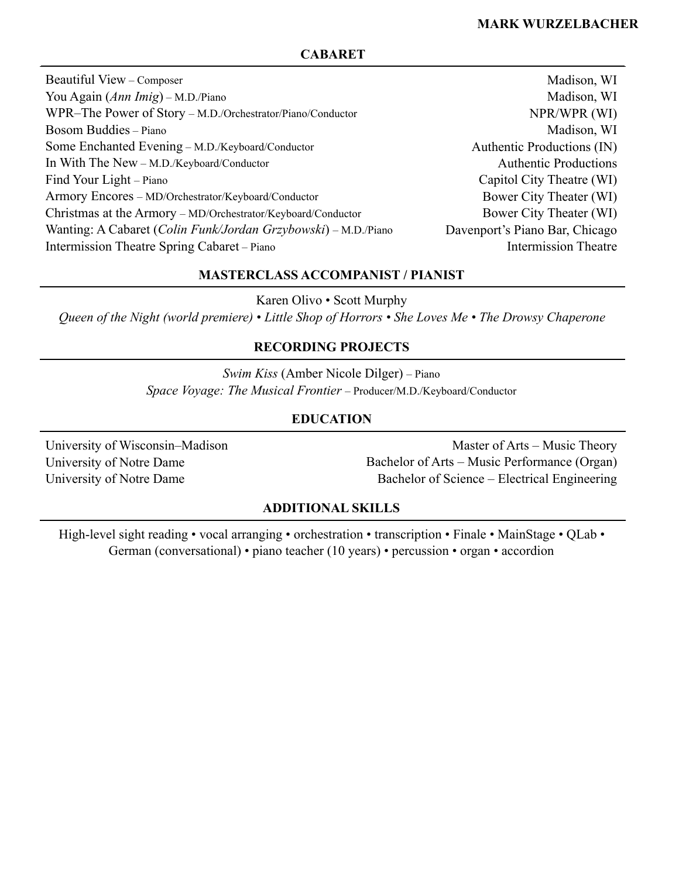## CABARET

| | |
|---|---|
| Beautiful View – Composer | Madison, WI |
| You Again (*Ann Imig*) – M.D./Piano | Madison, WI |
| WPR–The Power of Story – M.D./Orchestrator/Piano/Conductor | NPR/WPR (WI) |
| Bosom Buddies – Piano | Madison, WI |
| Some Enchanted Evening – M.D./Keyboard/Conductor | Authentic Productions (IN) |
| In With The New – M.D./Keyboard/Conductor | Authentic Productions |
| Find Your Light – Piano | Capitol City Theatre (WI) |
| Armory Encores – MD/Orchestrator/Keyboard/Conductor | Bower City Theater (WI) |
| Christmas at the Armory – MD/Orchestrator/Keyboard/Conductor | Bower City Theater (WI) |
| Wanting: A Cabaret (*Colin Funk/Jordan Grzybowski*) – M.D./Piano | Davenport's Piano Bar, Chicago |
| Intermission Theatre Spring Cabaret – Piano | Intermission Theatre |

## MASTERCLASS ACCOMPANIST / PIANIST

Karen Olivo • Scott Murphy

*Queen of the Night (world premiere) • Little Shop of Horrors • She Loves Me • The Drowsy Chaperone*

## RECORDING PROJECTS

*Swim Kiss* (Amber Nicole Dilger) – Piano

*Space Voyage: The Musical Frontier* – Producer/M.D./Keyboard/Conductor

## EDUCATION

| | |
|---|---|
| University of Wisconsin–Madison | Master of Arts – Music Theory |
| University of Notre Dame | Bachelor of Arts – Music Performance (Organ) |
| University of Notre Dame | Bachelor of Science – Electrical Engineering |

## ADDITIONAL SKILLS

High-level sight reading • vocal arranging • orchestration • transcription • Finale • MainStage • QLab • German (conversational) • piano teacher (10 years) • percussion • organ • accordion